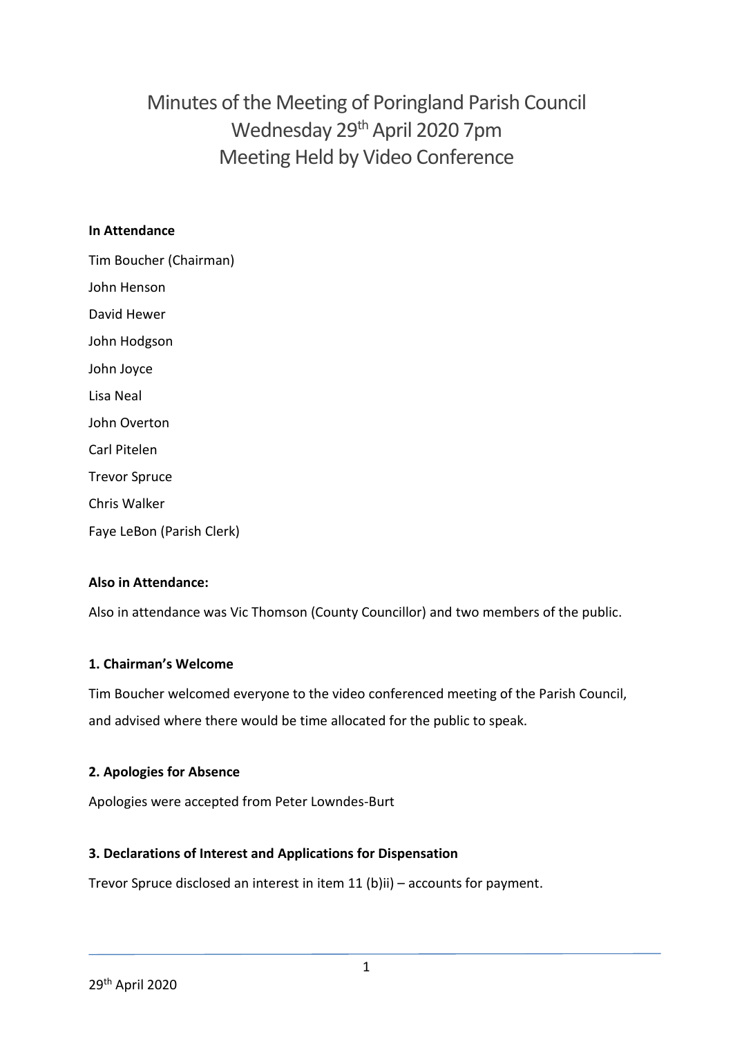# Minutes of the Meeting of Poringland Parish Council
# Wednesday 29th April 2020 7pm
# Meeting Held by Video Conference

**In Attendance**

Tim Boucher (Chairman)

John Henson

David Hewer

John Hodgson

John Joyce

Lisa Neal

John Overton

Carl Pitelen

Trevor Spruce

Chris Walker

Faye LeBon (Parish Clerk)

**Also in Attendance:**

Also in attendance was Vic Thomson (County Councillor) and two members of the public.

**1. Chairman's Welcome**

Tim Boucher welcomed everyone to the video conferenced meeting of the Parish Council, and advised where there would be time allocated for the public to speak.

**2. Apologies for Absence**

Apologies were accepted from Peter Lowndes-Burt

**3. Declarations of Interest and Applications for Dispensation**

Trevor Spruce disclosed an interest in item 11 (b)ii) – accounts for payment.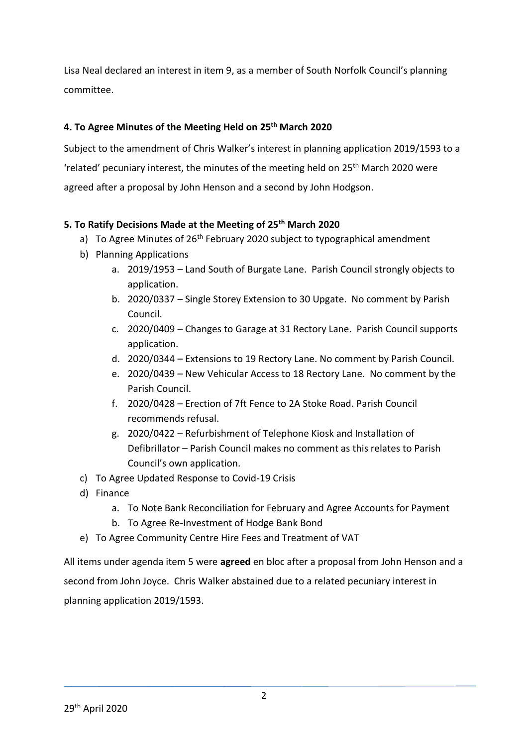Lisa Neal declared an interest in item 9, as a member of South Norfolk Council's planning committee.

**4. To Agree Minutes of the Meeting Held on 25th March 2020**

Subject to the amendment of Chris Walker's interest in planning application 2019/1593 to a 'related' pecuniary interest, the minutes of the meeting held on 25th March 2020 were agreed after a proposal by John Henson and a second by John Hodgson.

**5. To Ratify Decisions Made at the Meeting of 25th March 2020**

a) To Agree Minutes of 26th February 2020 subject to typographical amendment
b) Planning Applications
    a. 2019/1953 – Land South of Burgate Lane. Parish Council strongly objects to application.
    b. 2020/0337 – Single Storey Extension to 30 Upgate. No comment by Parish Council.
    c. 2020/0409 – Changes to Garage at 31 Rectory Lane. Parish Council supports application.
    d. 2020/0344 – Extensions to 19 Rectory Lane. No comment by Parish Council.
    e. 2020/0439 – New Vehicular Access to 18 Rectory Lane. No comment by the Parish Council.
    f. 2020/0428 – Erection of 7ft Fence to 2A Stoke Road. Parish Council recommends refusal.
    g. 2020/0422 – Refurbishment of Telephone Kiosk and Installation of Defibrillator – Parish Council makes no comment as this relates to Parish Council's own application.
c) To Agree Updated Response to Covid-19 Crisis
d) Finance
    a. To Note Bank Reconciliation for February and Agree Accounts for Payment
    b. To Agree Re-Investment of Hodge Bank Bond
e) To Agree Community Centre Hire Fees and Treatment of VAT

All items under agenda item 5 were **agreed** en bloc after a proposal from John Henson and a second from John Joyce. Chris Walker abstained due to a related pecuniary interest in planning application 2019/1593.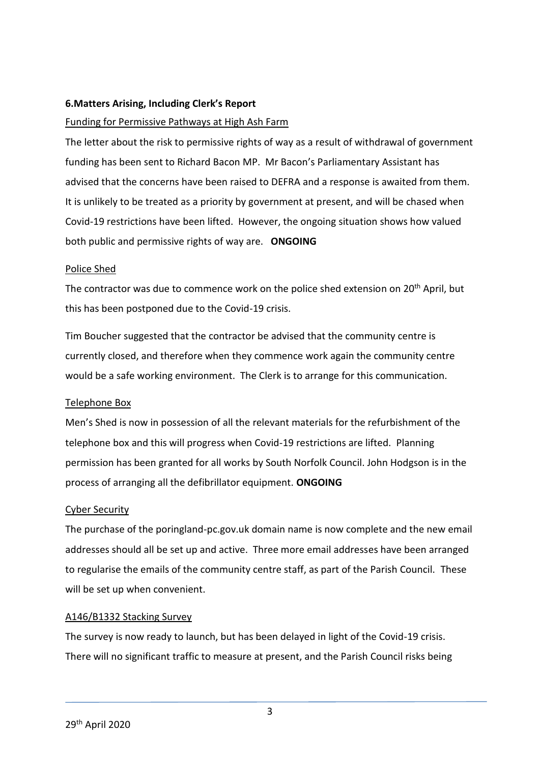**6.Matters Arising, Including Clerk's Report**

Funding for Permissive Pathways at High Ash Farm

The letter about the risk to permissive rights of way as a result of withdrawal of government funding has been sent to Richard Bacon MP. Mr Bacon's Parliamentary Assistant has advised that the concerns have been raised to DEFRA and a response is awaited from them. It is unlikely to be treated as a priority by government at present, and will be chased when Covid-19 restrictions have been lifted. However, the ongoing situation shows how valued both public and permissive rights of way are. **ONGOING**

Police Shed

The contractor was due to commence work on the police shed extension on 20th April, but this has been postponed due to the Covid-19 crisis.

Tim Boucher suggested that the contractor be advised that the community centre is currently closed, and therefore when they commence work again the community centre would be a safe working environment. The Clerk is to arrange for this communication.

Telephone Box

Men's Shed is now in possession of all the relevant materials for the refurbishment of the telephone box and this will progress when Covid-19 restrictions are lifted. Planning permission has been granted for all works by South Norfolk Council. John Hodgson is in the process of arranging all the defibrillator equipment. **ONGOING**

Cyber Security

The purchase of the poringland-pc.gov.uk domain name is now complete and the new email addresses should all be set up and active. Three more email addresses have been arranged to regularise the emails of the community centre staff, as part of the Parish Council. These will be set up when convenient.

A146/B1332 Stacking Survey

The survey is now ready to launch, but has been delayed in light of the Covid-19 crisis. There will no significant traffic to measure at present, and the Parish Council risks being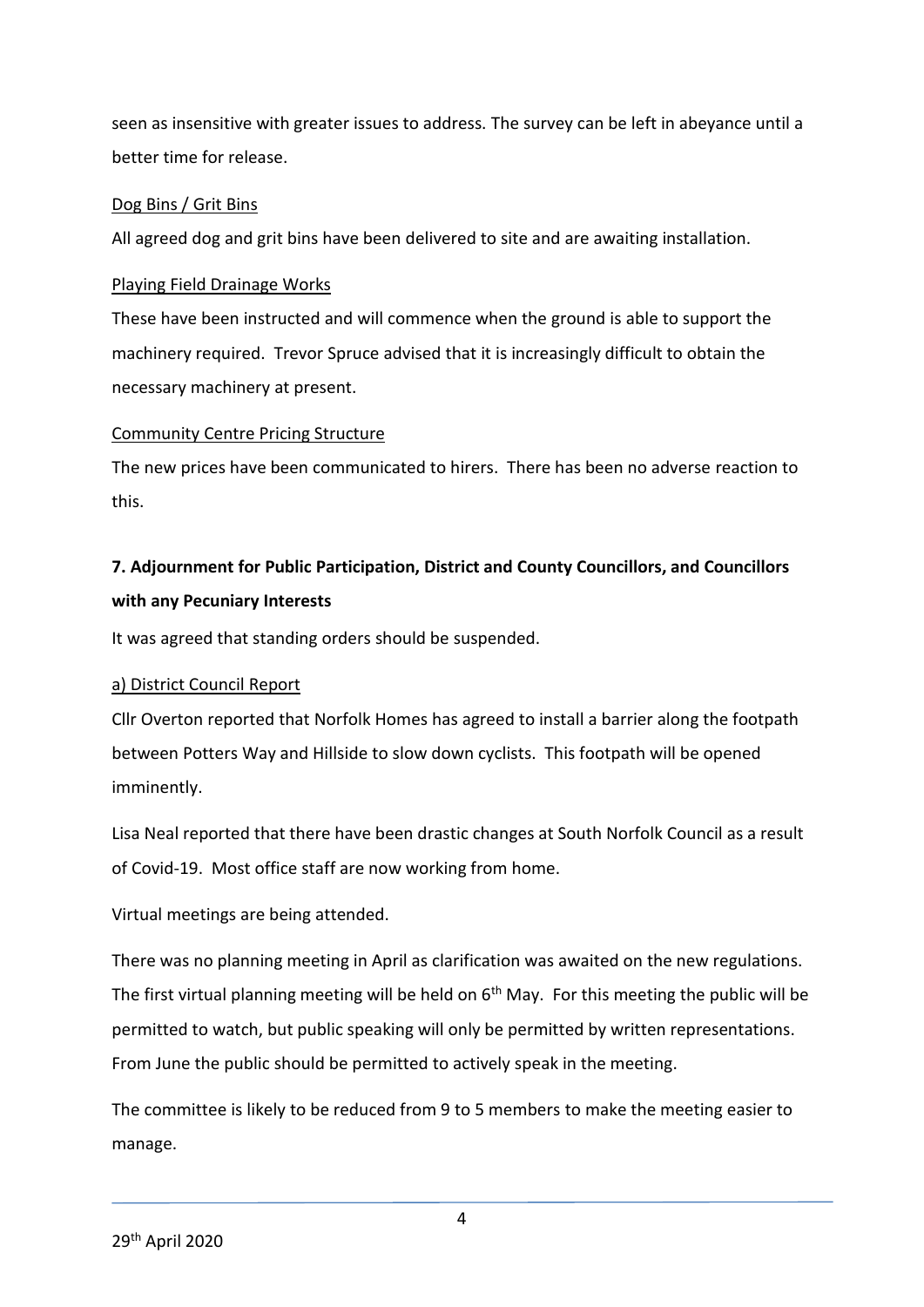seen as insensitive with greater issues to address. The survey can be left in abeyance until a better time for release.

Dog Bins / Grit Bins

All agreed dog and grit bins have been delivered to site and are awaiting installation.

Playing Field Drainage Works

These have been instructed and will commence when the ground is able to support the machinery required. Trevor Spruce advised that it is increasingly difficult to obtain the necessary machinery at present.

Community Centre Pricing Structure

The new prices have been communicated to hirers. There has been no adverse reaction to this.

**7. Adjournment for Public Participation, District and County Councillors, and Councillors with any Pecuniary Interests**

It was agreed that standing orders should be suspended.

a) District Council Report

Cllr Overton reported that Norfolk Homes has agreed to install a barrier along the footpath between Potters Way and Hillside to slow down cyclists. This footpath will be opened imminently.

Lisa Neal reported that there have been drastic changes at South Norfolk Council as a result of Covid-19. Most office staff are now working from home.

Virtual meetings are being attended.

There was no planning meeting in April as clarification was awaited on the new regulations. The first virtual planning meeting will be held on 6th May. For this meeting the public will be permitted to watch, but public speaking will only be permitted by written representations. From June the public should be permitted to actively speak in the meeting.

The committee is likely to be reduced from 9 to 5 members to make the meeting easier to manage.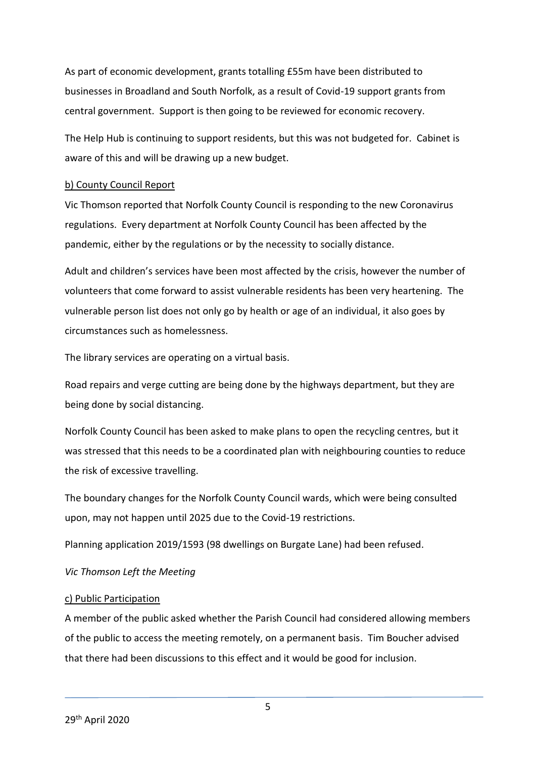As part of economic development, grants totalling £55m have been distributed to businesses in Broadland and South Norfolk, as a result of Covid-19 support grants from central government. Support is then going to be reviewed for economic recovery.

The Help Hub is continuing to support residents, but this was not budgeted for. Cabinet is aware of this and will be drawing up a new budget.

<u>b) County Council Report</u>

Vic Thomson reported that Norfolk County Council is responding to the new Coronavirus regulations. Every department at Norfolk County Council has been affected by the pandemic, either by the regulations or by the necessity to socially distance.

Adult and children's services have been most affected by the crisis, however the number of volunteers that come forward to assist vulnerable residents has been very heartening. The vulnerable person list does not only go by health or age of an individual, it also goes by circumstances such as homelessness.

The library services are operating on a virtual basis.

Road repairs and verge cutting are being done by the highways department, but they are being done by social distancing.

Norfolk County Council has been asked to make plans to open the recycling centres, but it was stressed that this needs to be a coordinated plan with neighbouring counties to reduce the risk of excessive travelling.

The boundary changes for the Norfolk County Council wards, which were being consulted upon, may not happen until 2025 due to the Covid-19 restrictions.

Planning application 2019/1593 (98 dwellings on Burgate Lane) had been refused.

*Vic Thomson Left the Meeting*

<u>c) Public Participation</u>

A member of the public asked whether the Parish Council had considered allowing members of the public to access the meeting remotely, on a permanent basis. Tim Boucher advised that there had been discussions to this effect and it would be good for inclusion.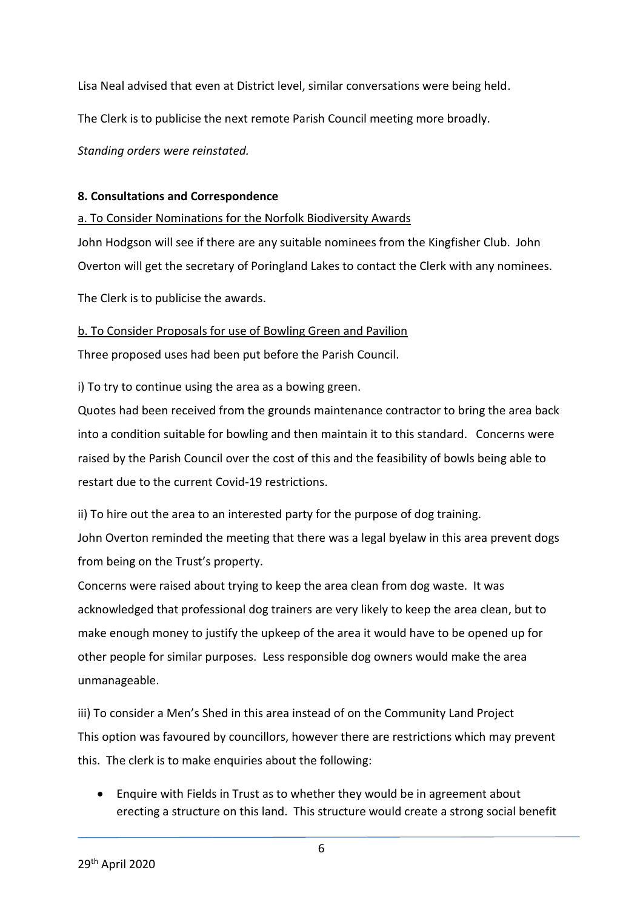Lisa Neal advised that even at District level, similar conversations were being held.

The Clerk is to publicise the next remote Parish Council meeting more broadly.

*Standing orders were reinstated.*

**8. Consultations and Correspondence**

a. To Consider Nominations for the Norfolk Biodiversity Awards

John Hodgson will see if there are any suitable nominees from the Kingfisher Club. John Overton will get the secretary of Poringland Lakes to contact the Clerk with any nominees.

The Clerk is to publicise the awards.

b. To Consider Proposals for use of Bowling Green and Pavilion

Three proposed uses had been put before the Parish Council.

i) To try to continue using the area as a bowing green.

Quotes had been received from the grounds maintenance contractor to bring the area back into a condition suitable for bowling and then maintain it to this standard. Concerns were raised by the Parish Council over the cost of this and the feasibility of bowls being able to restart due to the current Covid-19 restrictions.

ii) To hire out the area to an interested party for the purpose of dog training.

John Overton reminded the meeting that there was a legal byelaw in this area prevent dogs from being on the Trust's property.

Concerns were raised about trying to keep the area clean from dog waste. It was acknowledged that professional dog trainers are very likely to keep the area clean, but to make enough money to justify the upkeep of the area it would have to be opened up for other people for similar purposes. Less responsible dog owners would make the area unmanageable.

iii) To consider a Men's Shed in this area instead of on the Community Land Project

This option was favoured by councillors, however there are restrictions which may prevent this. The clerk is to make enquiries about the following:

- Enquire with Fields in Trust as to whether they would be in agreement about erecting a structure on this land. This structure would create a strong social benefit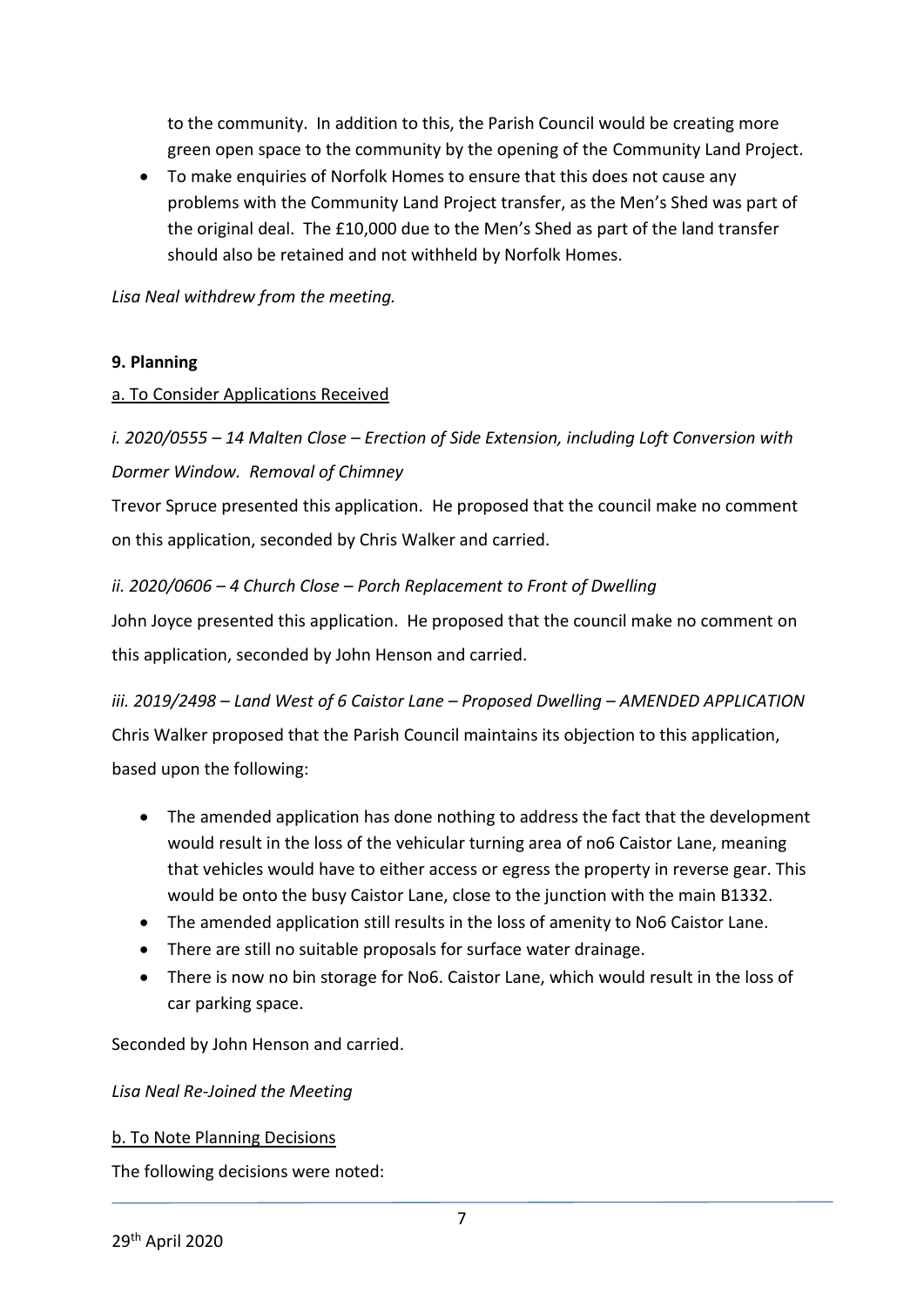to the community. In addition to this, the Parish Council would be creating more green open space to the community by the opening of the Community Land Project.

- To make enquiries of Norfolk Homes to ensure that this does not cause any problems with the Community Land Project transfer, as the Men's Shed was part of the original deal. The £10,000 due to the Men's Shed as part of the land transfer should also be retained and not withheld by Norfolk Homes.

*Lisa Neal withdrew from the meeting.*

**9. Planning**

a. To Consider Applications Received

*i. 2020/0555 – 14 Malten Close – Erection of Side Extension, including Loft Conversion with Dormer Window. Removal of Chimney*

Trevor Spruce presented this application. He proposed that the council make no comment on this application, seconded by Chris Walker and carried.

*ii. 2020/0606 – 4 Church Close – Porch Replacement to Front of Dwelling*

John Joyce presented this application. He proposed that the council make no comment on this application, seconded by John Henson and carried.

*iii. 2019/2498 – Land West of 6 Caistor Lane – Proposed Dwelling – AMENDED APPLICATION*

Chris Walker proposed that the Parish Council maintains its objection to this application, based upon the following:

- The amended application has done nothing to address the fact that the development would result in the loss of the vehicular turning area of no6 Caistor Lane, meaning that vehicles would have to either access or egress the property in reverse gear. This would be onto the busy Caistor Lane, close to the junction with the main B1332.
- The amended application still results in the loss of amenity to No6 Caistor Lane.
- There are still no suitable proposals for surface water drainage.
- There is now no bin storage for No6. Caistor Lane, which would result in the loss of car parking space.

Seconded by John Henson and carried.

*Lisa Neal Re-Joined the Meeting*

b. To Note Planning Decisions

The following decisions were noted: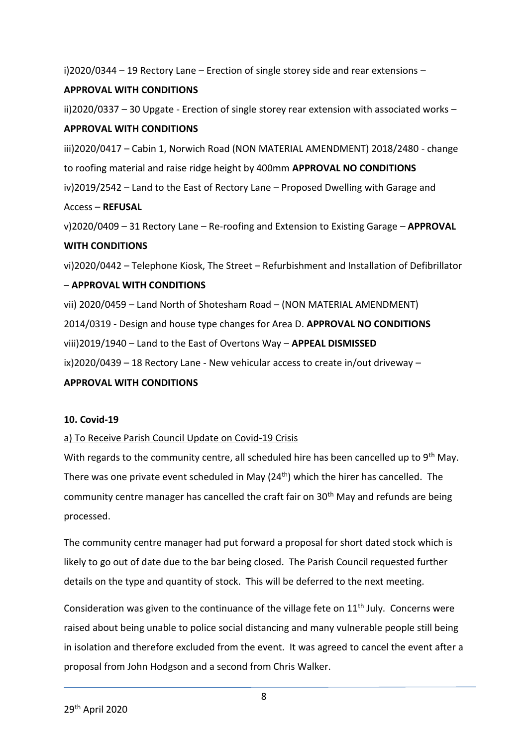i)2020/0344 – 19 Rectory Lane – Erection of single storey side and rear extensions – **APPROVAL WITH CONDITIONS**

ii)2020/0337 – 30 Upgate - Erection of single storey rear extension with associated works – **APPROVAL WITH CONDITIONS**

iii)2020/0417 – Cabin 1, Norwich Road (NON MATERIAL AMENDMENT) 2018/2480 - change to roofing material and raise ridge height by 400mm **APPROVAL NO CONDITIONS**

iv)2019/2542 – Land to the East of Rectory Lane – Proposed Dwelling with Garage and Access – **REFUSAL**

v)2020/0409 – 31 Rectory Lane – Re-roofing and Extension to Existing Garage – **APPROVAL WITH CONDITIONS**

vi)2020/0442 – Telephone Kiosk, The Street – Refurbishment and Installation of Defibrillator – **APPROVAL WITH CONDITIONS**

vii) 2020/0459 – Land North of Shotesham Road – (NON MATERIAL AMENDMENT) 2014/0319 - Design and house type changes for Area D. **APPROVAL NO CONDITIONS**

viii)2019/1940 – Land to the East of Overtons Way – **APPEAL DISMISSED**

ix)2020/0439 – 18 Rectory Lane - New vehicular access to create in/out driveway – **APPROVAL WITH CONDITIONS**

**10. Covid-19**

a) To Receive Parish Council Update on Covid-19 Crisis

With regards to the community centre, all scheduled hire has been cancelled up to 9th May. There was one private event scheduled in May (24th) which the hirer has cancelled. The community centre manager has cancelled the craft fair on 30th May and refunds are being processed.

The community centre manager had put forward a proposal for short dated stock which is likely to go out of date due to the bar being closed. The Parish Council requested further details on the type and quantity of stock. This will be deferred to the next meeting.

Consideration was given to the continuance of the village fete on 11th July. Concerns were raised about being unable to police social distancing and many vulnerable people still being in isolation and therefore excluded from the event. It was agreed to cancel the event after a proposal from John Hodgson and a second from Chris Walker.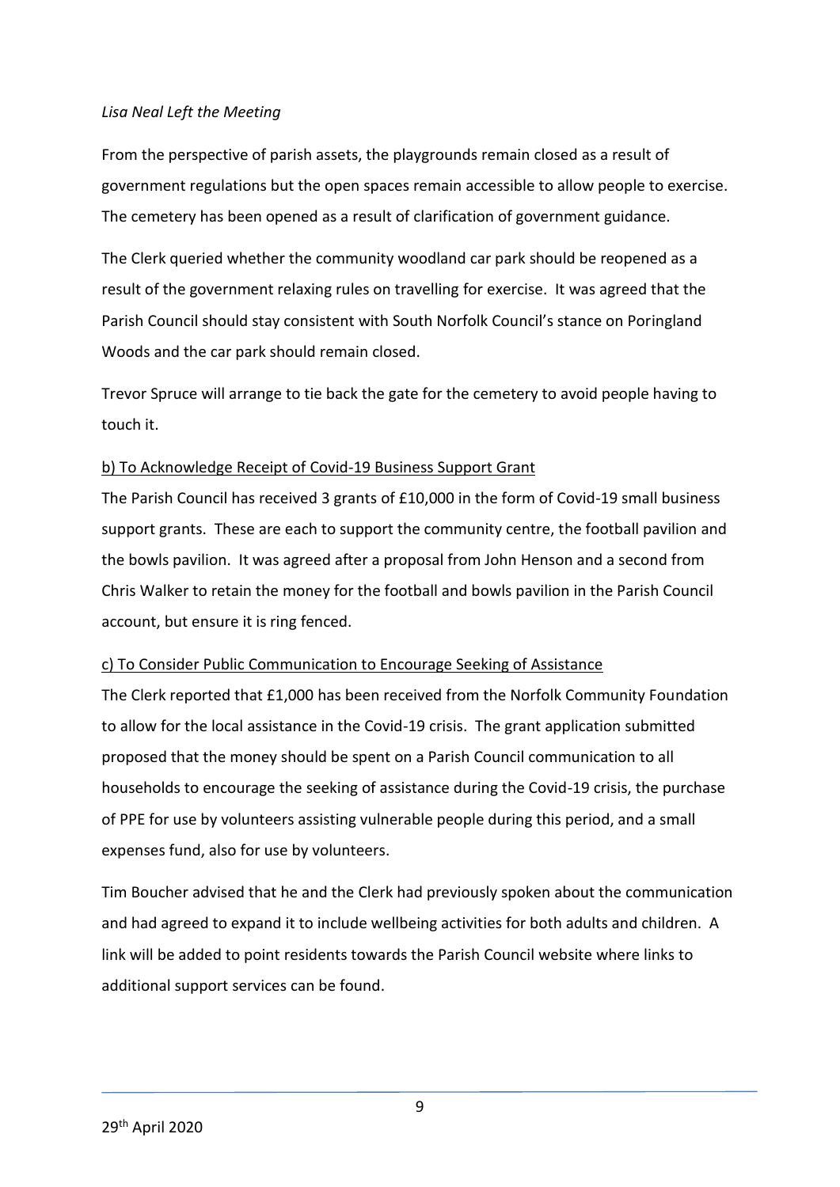*Lisa Neal Left the Meeting*

From the perspective of parish assets, the playgrounds remain closed as a result of government regulations but the open spaces remain accessible to allow people to exercise. The cemetery has been opened as a result of clarification of government guidance.

The Clerk queried whether the community woodland car park should be reopened as a result of the government relaxing rules on travelling for exercise. It was agreed that the Parish Council should stay consistent with South Norfolk Council's stance on Poringland Woods and the car park should remain closed.

Trevor Spruce will arrange to tie back the gate for the cemetery to avoid people having to touch it.

<u>b) To Acknowledge Receipt of Covid-19 Business Support Grant</u>

The Parish Council has received 3 grants of £10,000 in the form of Covid-19 small business support grants. These are each to support the community centre, the football pavilion and the bowls pavilion. It was agreed after a proposal from John Henson and a second from Chris Walker to retain the money for the football and bowls pavilion in the Parish Council account, but ensure it is ring fenced.

<u>c) To Consider Public Communication to Encourage Seeking of Assistance</u>

The Clerk reported that £1,000 has been received from the Norfolk Community Foundation to allow for the local assistance in the Covid-19 crisis. The grant application submitted proposed that the money should be spent on a Parish Council communication to all households to encourage the seeking of assistance during the Covid-19 crisis, the purchase of PPE for use by volunteers assisting vulnerable people during this period, and a small expenses fund, also for use by volunteers.

Tim Boucher advised that he and the Clerk had previously spoken about the communication and had agreed to expand it to include wellbeing activities for both adults and children. A link will be added to point residents towards the Parish Council website where links to additional support services can be found.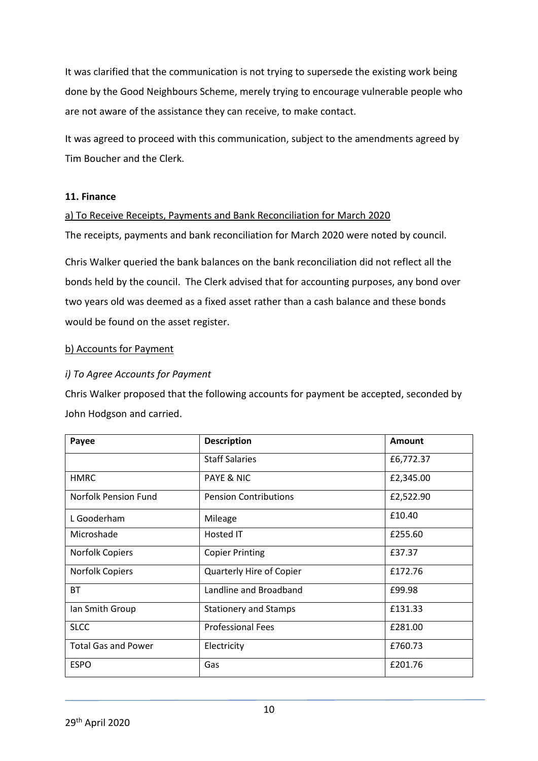It was clarified that the communication is not trying to supersede the existing work being done by the Good Neighbours Scheme, merely trying to encourage vulnerable people who are not aware of the assistance they can receive, to make contact.

It was agreed to proceed with this communication, subject to the amendments agreed by Tim Boucher and the Clerk.

**11. Finance**

a) To Receive Receipts, Payments and Bank Reconciliation for March 2020

The receipts, payments and bank reconciliation for March 2020 were noted by council.

Chris Walker queried the bank balances on the bank reconciliation did not reflect all the bonds held by the council. The Clerk advised that for accounting purposes, any bond over two years old was deemed as a fixed asset rather than a cash balance and these bonds would be found on the asset register.

b) Accounts for Payment

*i) To Agree Accounts for Payment*

Chris Walker proposed that the following accounts for payment be accepted, seconded by John Hodgson and carried.

| Payee | Description | Amount |
| --- | --- | --- |
| | Staff Salaries | £6,772.37 |
| HMRC | PAYE & NIC | £2,345.00 |
| Norfolk Pension Fund | Pension Contributions | £2,522.90 |
| L Gooderham | Mileage | £10.40 |
| Microshade | Hosted IT | £255.60 |
| Norfolk Copiers | Copier Printing | £37.37 |
| Norfolk Copiers | Quarterly Hire of Copier | £172.76 |
| BT | Landline and Broadband | £99.98 |
| Ian Smith Group | Stationery and Stamps | £131.33 |
| SLCC | Professional Fees | £281.00 |
| Total Gas and Power | Electricity | £760.73 |
| ESPO | Gas | £201.76 |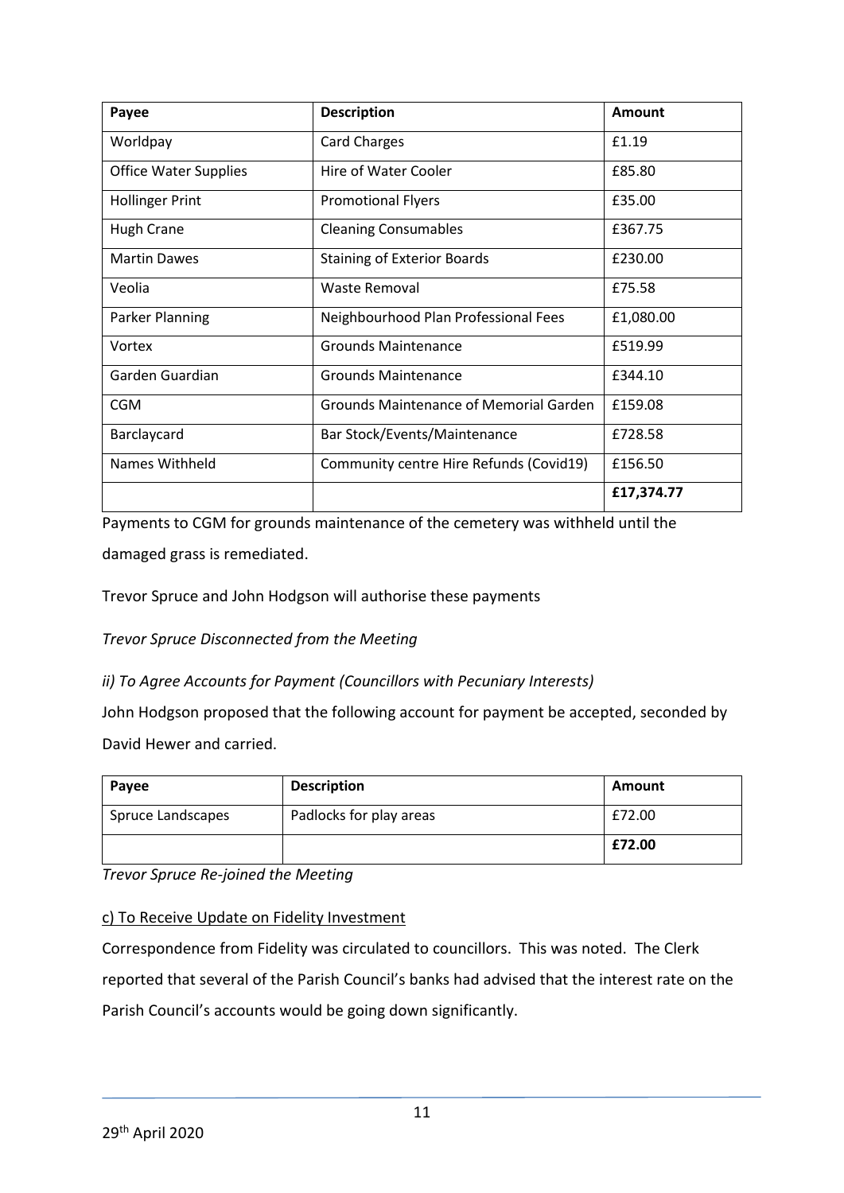| Payee | Description | Amount |
|---|---|---|
| Worldpay | Card Charges | £1.19 |
| Office Water Supplies | Hire of Water Cooler | £85.80 |
| Hollinger Print | Promotional Flyers | £35.00 |
| Hugh Crane | Cleaning Consumables | £367.75 |
| Martin Dawes | Staining of Exterior Boards | £230.00 |
| Veolia | Waste Removal | £75.58 |
| Parker Planning | Neighbourhood Plan Professional Fees | £1,080.00 |
| Vortex | Grounds Maintenance | £519.99 |
| Garden Guardian | Grounds Maintenance | £344.10 |
| CGM | Grounds Maintenance of Memorial Garden | £159.08 |
| Barclaycard | Bar Stock/Events/Maintenance | £728.58 |
| Names Withheld | Community centre Hire Refunds (Covid19) | £156.50 |
| | | **£17,374.77** |

Payments to CGM for grounds maintenance of the cemetery was withheld until the damaged grass is remediated.

Trevor Spruce and John Hodgson will authorise these payments

*Trevor Spruce Disconnected from the Meeting*

*ii) To Agree Accounts for Payment (Councillors with Pecuniary Interests)*

John Hodgson proposed that the following account for payment be accepted, seconded by David Hewer and carried.

| Payee | Description | Amount |
|---|---|---|
| Spruce Landscapes | Padlocks for play areas | £72.00 |
| | | **£72.00** |

*Trevor Spruce Re-joined the Meeting*

c) To Receive Update on Fidelity Investment

Correspondence from Fidelity was circulated to councillors. This was noted. The Clerk reported that several of the Parish Council's banks had advised that the interest rate on the Parish Council's accounts would be going down significantly.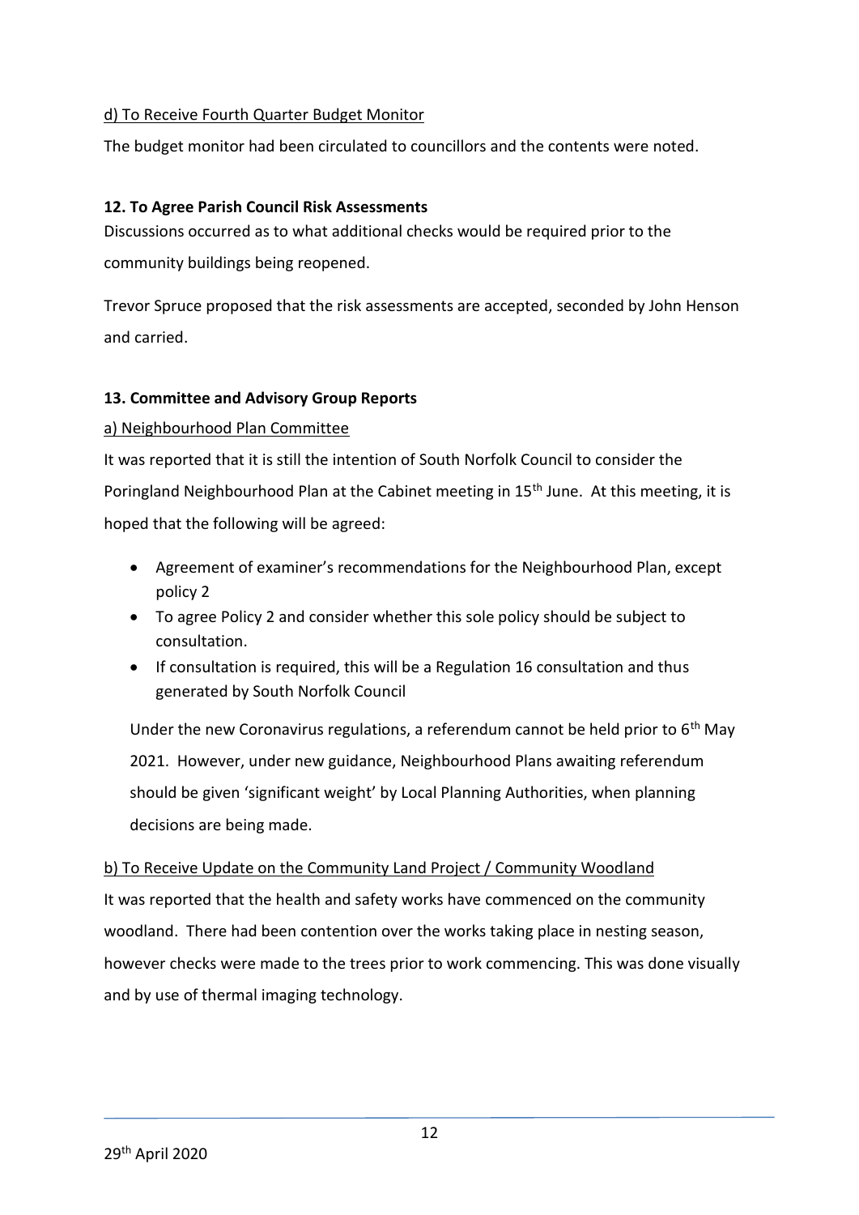d) To Receive Fourth Quarter Budget Monitor

The budget monitor had been circulated to councillors and the contents were noted.

**12. To Agree Parish Council Risk Assessments**

Discussions occurred as to what additional checks would be required prior to the community buildings being reopened.

Trevor Spruce proposed that the risk assessments are accepted, seconded by John Henson and carried.

**13. Committee and Advisory Group Reports**

a) Neighbourhood Plan Committee

It was reported that it is still the intention of South Norfolk Council to consider the Poringland Neighbourhood Plan at the Cabinet meeting in 15th June. At this meeting, it is hoped that the following will be agreed:

- Agreement of examiner's recommendations for the Neighbourhood Plan, except policy 2
- To agree Policy 2 and consider whether this sole policy should be subject to consultation.
- If consultation is required, this will be a Regulation 16 consultation and thus generated by South Norfolk Council

Under the new Coronavirus regulations, a referendum cannot be held prior to 6th May 2021. However, under new guidance, Neighbourhood Plans awaiting referendum should be given 'significant weight' by Local Planning Authorities, when planning decisions are being made.

b) To Receive Update on the Community Land Project / Community Woodland

It was reported that the health and safety works have commenced on the community woodland. There had been contention over the works taking place in nesting season, however checks were made to the trees prior to work commencing. This was done visually and by use of thermal imaging technology.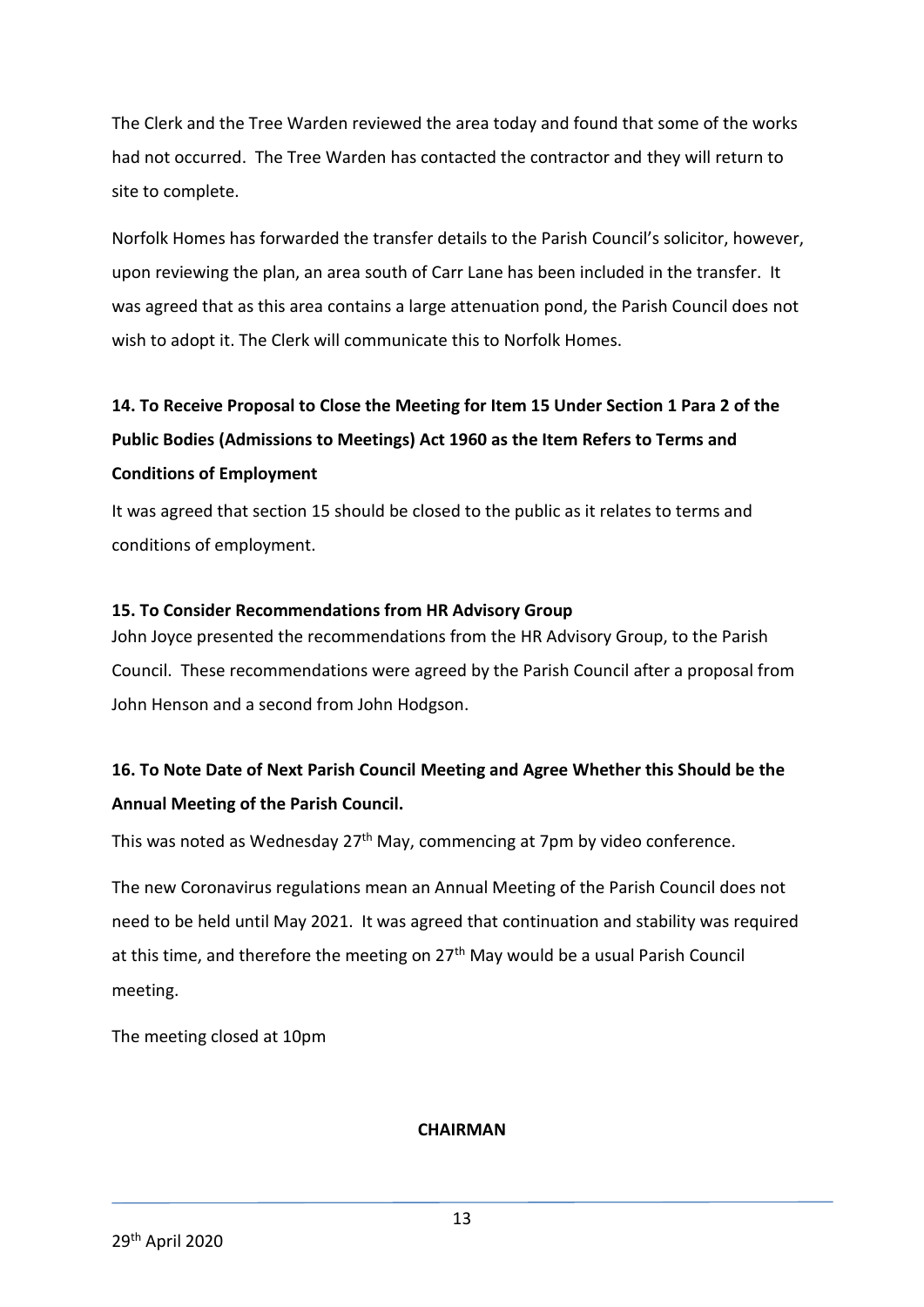The Clerk and the Tree Warden reviewed the area today and found that some of the works had not occurred. The Tree Warden has contacted the contractor and they will return to site to complete.

Norfolk Homes has forwarded the transfer details to the Parish Council's solicitor, however, upon reviewing the plan, an area south of Carr Lane has been included in the transfer. It was agreed that as this area contains a large attenuation pond, the Parish Council does not wish to adopt it. The Clerk will communicate this to Norfolk Homes.

**14. To Receive Proposal to Close the Meeting for Item 15 Under Section 1 Para 2 of the Public Bodies (Admissions to Meetings) Act 1960 as the Item Refers to Terms and Conditions of Employment**

It was agreed that section 15 should be closed to the public as it relates to terms and conditions of employment.

**15. To Consider Recommendations from HR Advisory Group**

John Joyce presented the recommendations from the HR Advisory Group, to the Parish Council. These recommendations were agreed by the Parish Council after a proposal from John Henson and a second from John Hodgson.

**16. To Note Date of Next Parish Council Meeting and Agree Whether this Should be the Annual Meeting of the Parish Council.**

This was noted as Wednesday 27th May, commencing at 7pm by video conference.

The new Coronavirus regulations mean an Annual Meeting of the Parish Council does not need to be held until May 2021. It was agreed that continuation and stability was required at this time, and therefore the meeting on 27th May would be a usual Parish Council meeting.

The meeting closed at 10pm

**CHAIRMAN**